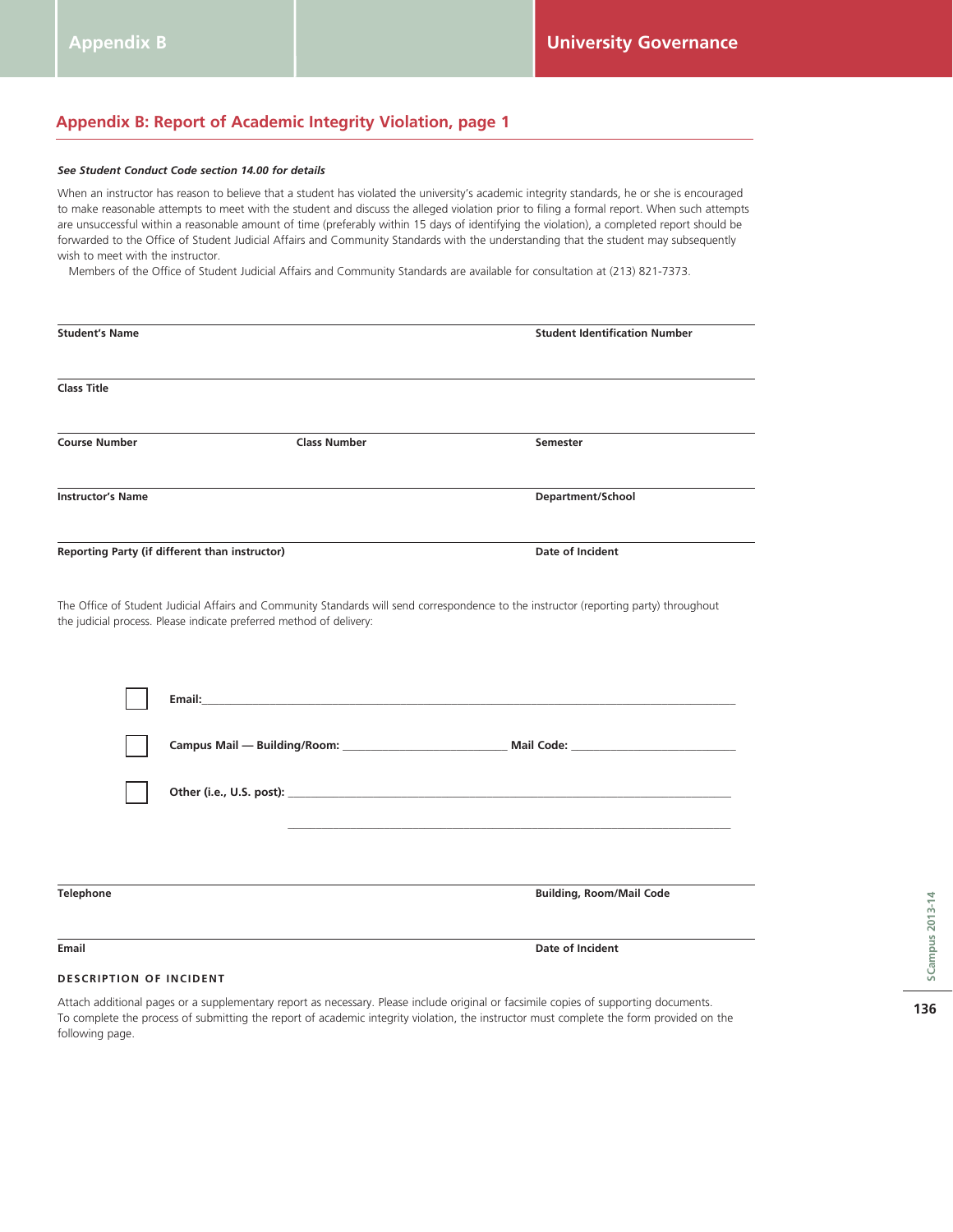## Appendix B: Report of Academic Integrity Violation, page 1

***See Student Conduct Code section 14.00 for details***

When an instructor has reason to believe that a student has violated the university's academic integrity standards, he or she is encouraged to make reasonable attempts to meet with the student and discuss the alleged violation prior to filing a formal report. When such attempts are unsuccessful within a reasonable amount of time (preferably within 15 days of identifying the violation), a completed report should be forwarded to the Office of Student Judicial Affairs and Community Standards with the understanding that the student may subsequently wish to meet with the instructor.

Members of the Office of Student Judicial Affairs and Community Standards are available for consultation at (213) 821-7373.

**Student's Name** **Student Identification Number**

**Class Title**

**Course Number** **Class Number** **Semester**

**Instructor's Name** **Department/School**

**Reporting Party (if different than instructor)** **Date of Incident**

The Office of Student Judicial Affairs and Community Standards will send correspondence to the instructor (reporting party) throughout the judicial process. Please indicate preferred method of delivery:

☐ **Email:**\_\_\_\_\_\_\_\_\_\_\_\_\_\_\_\_\_\_\_\_\_\_\_\_\_\_\_\_\_\_\_\_\_\_\_\_\_\_\_\_

☐ **Campus Mail — Building/Room:** \_\_\_\_\_\_\_\_\_\_\_\_\_\_\_\_\_\_\_\_ **Mail Code:** \_\_\_\_\_\_\_\_\_\_\_\_\_\_\_\_\_\_\_\_

☐ **Other (i.e., U.S. post):** \_\_\_\_\_\_\_\_\_\_\_\_\_\_\_\_\_\_\_\_\_\_\_\_\_\_\_\_\_\_\_\_\_\_\_\_\_\_\_\_

\_\_\_\_\_\_\_\_\_\_\_\_\_\_\_\_\_\_\_\_\_\_\_\_\_\_\_\_\_\_\_\_\_\_\_\_\_\_\_\_

**Telephone** **Building, Room/Mail Code**

**Email** **Date of Incident**

**DESCRIPTION OF INCIDENT**

Attach additional pages or a supplementary report as necessary. Please include original or facsimile copies of supporting documents. To complete the process of submitting the report of academic integrity violation, the instructor must complete the form provided on the following page.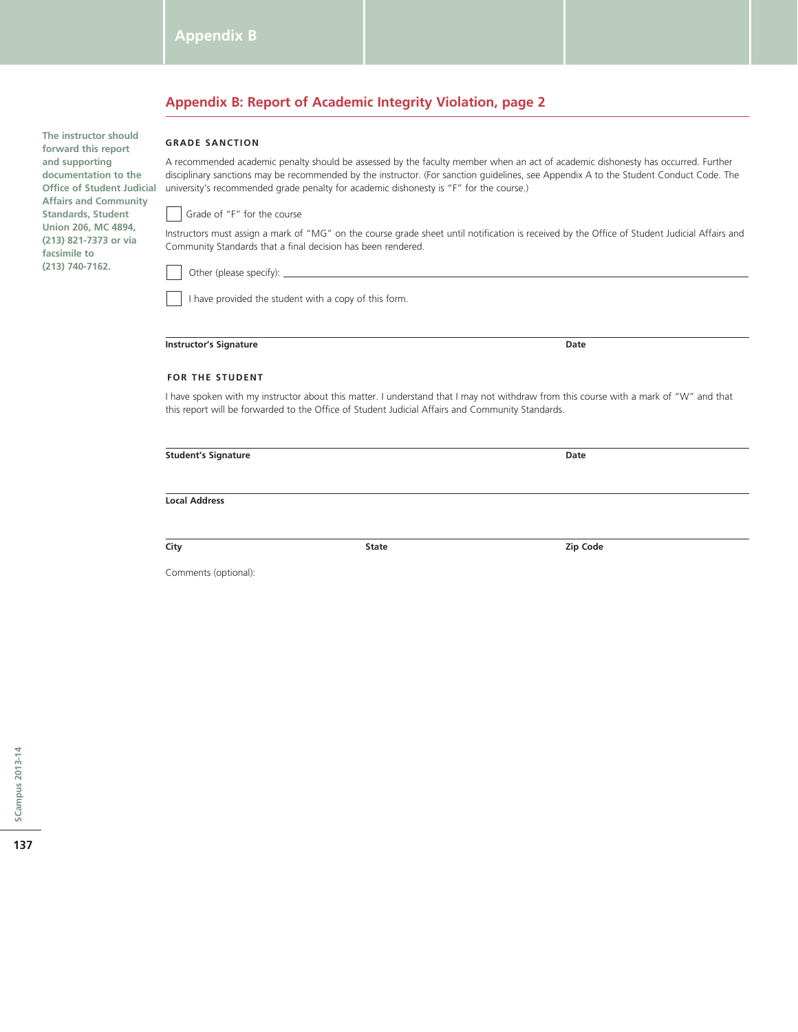## Appendix B: Report of Academic Integrity Violation, page 2

**The instructor should forward this report and supporting documentation to the Office of Student Judicial Affairs and Community Standards, Student Union 206, MC 4894, (213) 821-7373 or via facsimile to (213) 740-7162.**

### GRADE SANCTION

A recommended academic penalty should be assessed by the faculty member when an act of academic dishonesty has occurred. Further disciplinary sanctions may be recommended by the instructor. (For sanction guidelines, see Appendix A to the Student Conduct Code. The university's recommended grade penalty for academic dishonesty is "F" for the course.)

☐ Grade of "F" for the course

Instructors must assign a mark of "MG" on the course grade sheet until notification is received by the Office of Student Judicial Affairs and Community Standards that a final decision has been rendered.

☐ Other (please specify): ______________________________

☐ I have provided the student with a copy of this form.

______________________________

**Instructor's Signature** **Date**

### FOR THE STUDENT

I have spoken with my instructor about this matter. I understand that I may not withdraw from this course with a mark of "W" and that this report will be forwarded to the Office of Student Judicial Affairs and Community Standards.

______________________________

**Student's Signature** **Date**

______________________________

**Local Address**

______________________________

**City** **State** **Zip Code**

Comments (optional):